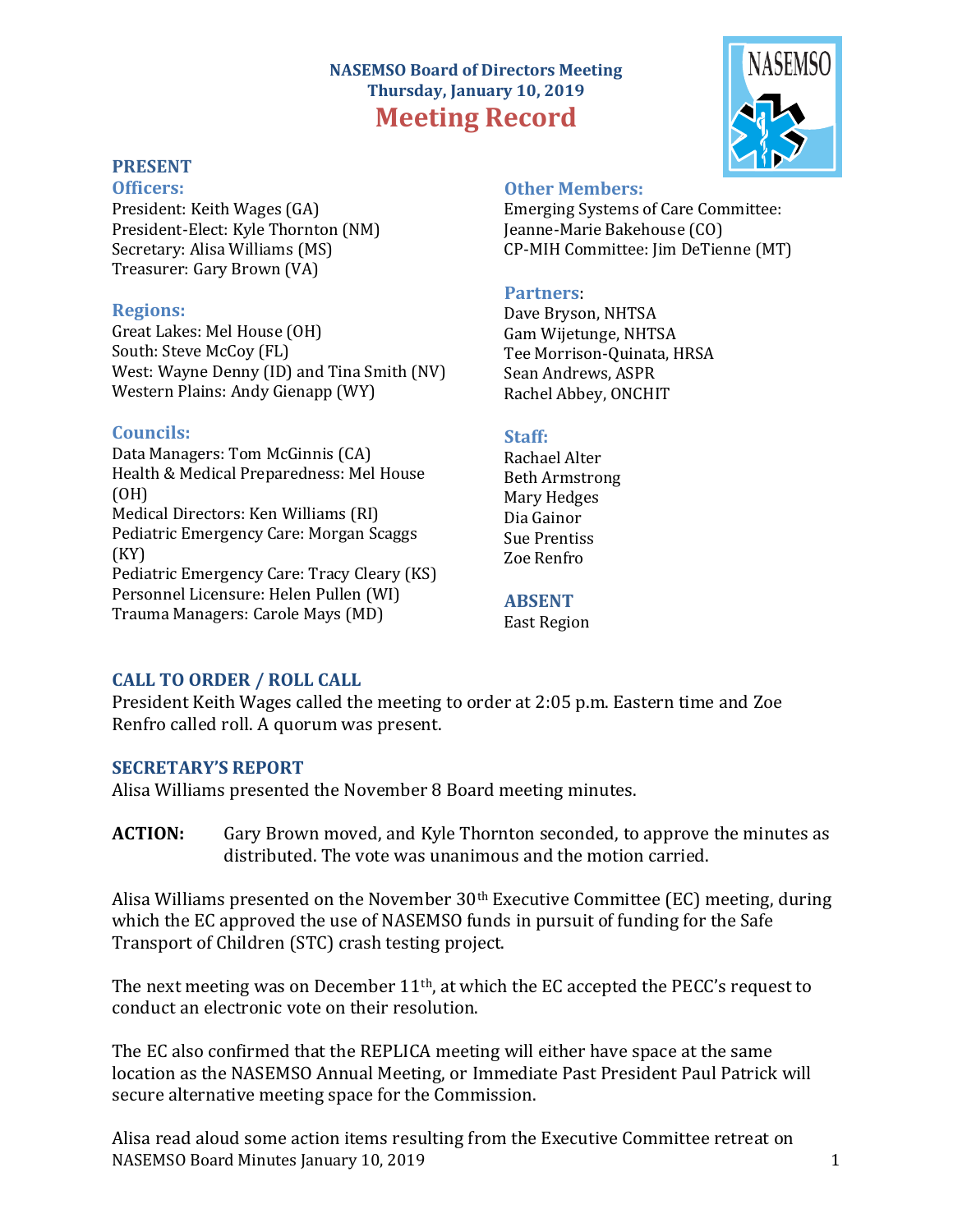# NASEMSO Board of Directors Meeting

**Thursday, January 10, 2019**

## Meeting Record

### PRESENT

**Officers:**
President: Keith Wages (GA)
President-Elect: Kyle Thornton (NM)
Secretary: Alisa Williams (MS)
Treasurer: Gary Brown (VA)

**Regions:**
Great Lakes: Mel House (OH)
South: Steve McCoy (FL)
West: Wayne Denny (ID) and Tina Smith (NV)
Western Plains: Andy Gienapp (WY)

**Councils:**
Data Managers: Tom McGinnis (CA)
Health & Medical Preparedness: Mel House (OH)
Medical Directors: Ken Williams (RI)
Pediatric Emergency Care: Morgan Scaggs (KY)
Pediatric Emergency Care: Tracy Cleary (KS)
Personnel Licensure: Helen Pullen (WI)
Trauma Managers: Carole Mays (MD)

**Other Members:**
Emerging Systems of Care Committee: Jeanne-Marie Bakehouse (CO)
CP-MIH Committee: Jim DeTienne (MT)

**Partners**:
Dave Bryson, NHTSA
Gam Wijetunge, NHTSA
Tee Morrison-Quinata, HRSA
Sean Andrews, ASPR
Rachel Abbey, ONCHIT

**Staff:**
Rachael Alter
Beth Armstrong
Mary Hedges
Dia Gainor
Sue Prentiss
Zoe Renfro

### ABSENT

East Region

### CALL TO ORDER / ROLL CALL

President Keith Wages called the meeting to order at 2:05 p.m. Eastern time and Zoe Renfro called roll. A quorum was present.

### SECRETARY'S REPORT

Alisa Williams presented the November 8 Board meeting minutes.

**ACTION:** Gary Brown moved, and Kyle Thornton seconded, to approve the minutes as distributed. The vote was unanimous and the motion carried.

Alisa Williams presented on the November 30th Executive Committee (EC) meeting, during which the EC approved the use of NASEMSO funds in pursuit of funding for the Safe Transport of Children (STC) crash testing project.

The next meeting was on December 11th, at which the EC accepted the PECC's request to conduct an electronic vote on their resolution.

The EC also confirmed that the REPLICA meeting will either have space at the same location as the NASEMSO Annual Meeting, or Immediate Past President Paul Patrick will secure alternative meeting space for the Commission.

Alisa read aloud some action items resulting from the Executive Committee retreat on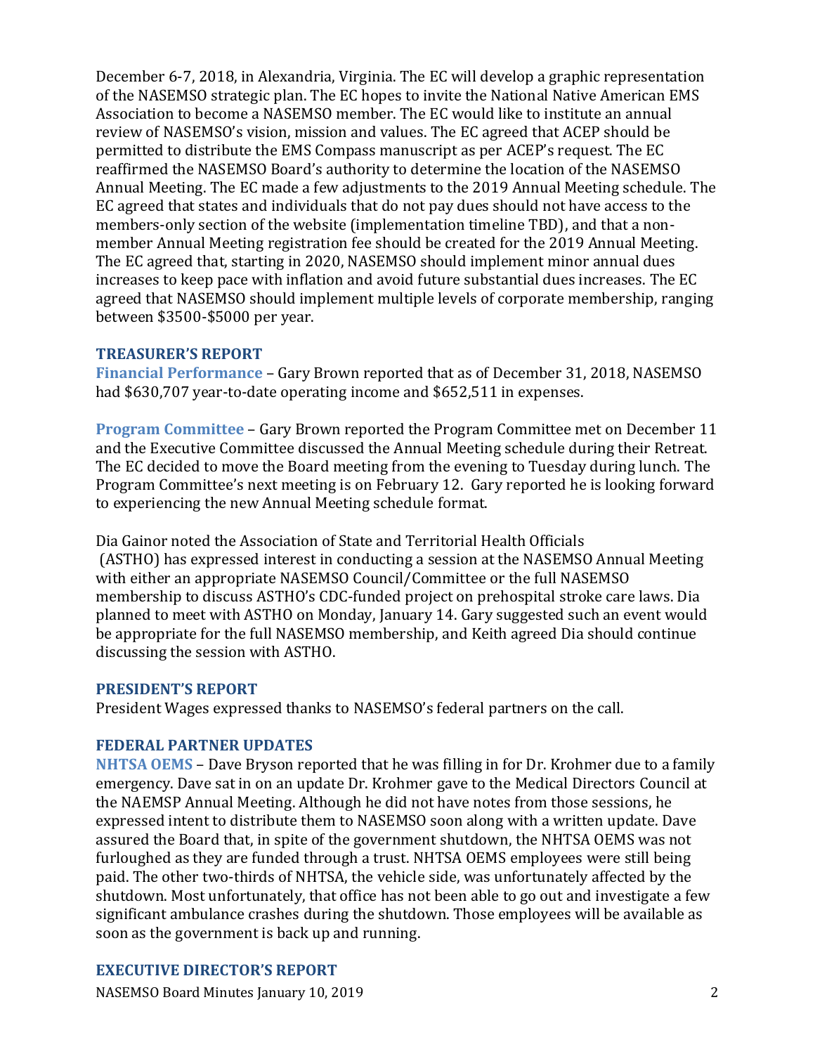December 6-7, 2018, in Alexandria, Virginia. The EC will develop a graphic representation of the NASEMSO strategic plan. The EC hopes to invite the National Native American EMS Association to become a NASEMSO member. The EC would like to institute an annual review of NASEMSO's vision, mission and values. The EC agreed that ACEP should be permitted to distribute the EMS Compass manuscript as per ACEP's request. The EC reaffirmed the NASEMSO Board's authority to determine the location of the NASEMSO Annual Meeting. The EC made a few adjustments to the 2019 Annual Meeting schedule. The EC agreed that states and individuals that do not pay dues should not have access to the members-only section of the website (implementation timeline TBD), and that a non-member Annual Meeting registration fee should be created for the 2019 Annual Meeting. The EC agreed that, starting in 2020, NASEMSO should implement minor annual dues increases to keep pace with inflation and avoid future substantial dues increases. The EC agreed that NASEMSO should implement multiple levels of corporate membership, ranging between $3500-$5000 per year.

## TREASURER'S REPORT

**Financial Performance** – Gary Brown reported that as of December 31, 2018, NASEMSO had $630,707 year-to-date operating income and $652,511 in expenses.

**Program Committee** – Gary Brown reported the Program Committee met on December 11 and the Executive Committee discussed the Annual Meeting schedule during their Retreat. The EC decided to move the Board meeting from the evening to Tuesday during lunch. The Program Committee's next meeting is on February 12. Gary reported he is looking forward to experiencing the new Annual Meeting schedule format.

Dia Gainor noted the Association of State and Territorial Health Officials (ASTHO) has expressed interest in conducting a session at the NASEMSO Annual Meeting with either an appropriate NASEMSO Council/Committee or the full NASEMSO membership to discuss ASTHO's CDC-funded project on prehospital stroke care laws. Dia planned to meet with ASTHO on Monday, January 14. Gary suggested such an event would be appropriate for the full NASEMSO membership, and Keith agreed Dia should continue discussing the session with ASTHO.

## PRESIDENT'S REPORT

President Wages expressed thanks to NASEMSO's federal partners on the call.

## FEDERAL PARTNER UPDATES

**NHTSA OEMS** – Dave Bryson reported that he was filling in for Dr. Krohmer due to a family emergency. Dave sat in on an update Dr. Krohmer gave to the Medical Directors Council at the NAEMSP Annual Meeting. Although he did not have notes from those sessions, he expressed intent to distribute them to NASEMSO soon along with a written update. Dave assured the Board that, in spite of the government shutdown, the NHTSA OEMS was not furloughed as they are funded through a trust. NHTSA OEMS employees were still being paid. The other two-thirds of NHTSA, the vehicle side, was unfortunately affected by the shutdown. Most unfortunately, that office has not been able to go out and investigate a few significant ambulance crashes during the shutdown. Those employees will be available as soon as the government is back up and running.

## EXECUTIVE DIRECTOR'S REPORT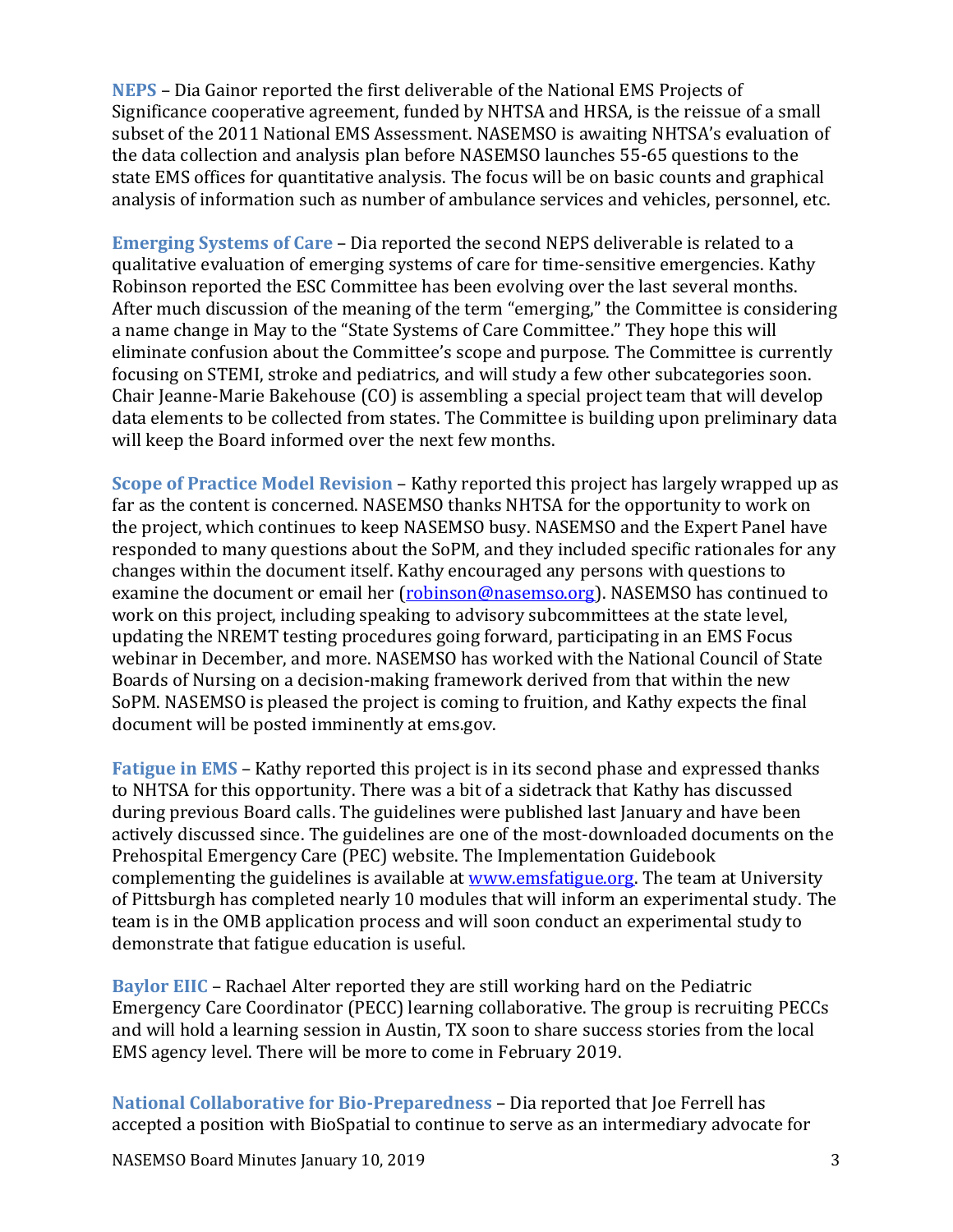**NEPS** – Dia Gainor reported the first deliverable of the National EMS Projects of Significance cooperative agreement, funded by NHTSA and HRSA, is the reissue of a small subset of the 2011 National EMS Assessment. NASEMSO is awaiting NHTSA's evaluation of the data collection and analysis plan before NASEMSO launches 55-65 questions to the state EMS offices for quantitative analysis. The focus will be on basic counts and graphical analysis of information such as number of ambulance services and vehicles, personnel, etc.

**Emerging Systems of Care** – Dia reported the second NEPS deliverable is related to a qualitative evaluation of emerging systems of care for time-sensitive emergencies. Kathy Robinson reported the ESC Committee has been evolving over the last several months. After much discussion of the meaning of the term "emerging," the Committee is considering a name change in May to the "State Systems of Care Committee." They hope this will eliminate confusion about the Committee's scope and purpose. The Committee is currently focusing on STEMI, stroke and pediatrics, and will study a few other subcategories soon. Chair Jeanne-Marie Bakehouse (CO) is assembling a special project team that will develop data elements to be collected from states. The Committee is building upon preliminary data will keep the Board informed over the next few months.

**Scope of Practice Model Revision** – Kathy reported this project has largely wrapped up as far as the content is concerned. NASEMSO thanks NHTSA for the opportunity to work on the project, which continues to keep NASEMSO busy. NASEMSO and the Expert Panel have responded to many questions about the SoPM, and they included specific rationales for any changes within the document itself. Kathy encouraged any persons with questions to examine the document or email her (robinson@nasemso.org). NASEMSO has continued to work on this project, including speaking to advisory subcommittees at the state level, updating the NREMT testing procedures going forward, participating in an EMS Focus webinar in December, and more. NASEMSO has worked with the National Council of State Boards of Nursing on a decision-making framework derived from that within the new SoPM. NASEMSO is pleased the project is coming to fruition, and Kathy expects the final document will be posted imminently at ems.gov.

**Fatigue in EMS** – Kathy reported this project is in its second phase and expressed thanks to NHTSA for this opportunity. There was a bit of a sidetrack that Kathy has discussed during previous Board calls. The guidelines were published last January and have been actively discussed since. The guidelines are one of the most-downloaded documents on the Prehospital Emergency Care (PEC) website. The Implementation Guidebook complementing the guidelines is available at www.emsfatigue.org. The team at University of Pittsburgh has completed nearly 10 modules that will inform an experimental study. The team is in the OMB application process and will soon conduct an experimental study to demonstrate that fatigue education is useful.

**Baylor EIIC** – Rachael Alter reported they are still working hard on the Pediatric Emergency Care Coordinator (PECC) learning collaborative. The group is recruiting PECCs and will hold a learning session in Austin, TX soon to share success stories from the local EMS agency level. There will be more to come in February 2019.

**National Collaborative for Bio-Preparedness** – Dia reported that Joe Ferrell has accepted a position with BioSpatial to continue to serve as an intermediary advocate for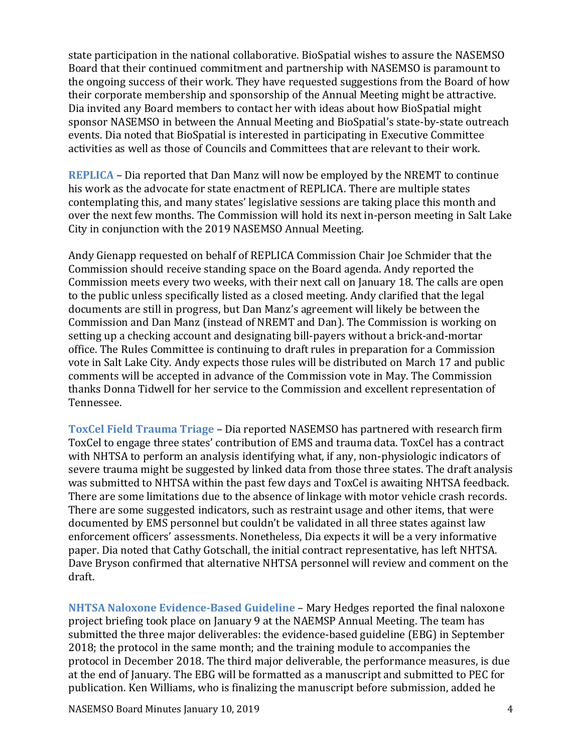state participation in the national collaborative. BioSpatial wishes to assure the NASEMSO Board that their continued commitment and partnership with NASEMSO is paramount to the ongoing success of their work. They have requested suggestions from the Board of how their corporate membership and sponsorship of the Annual Meeting might be attractive. Dia invited any Board members to contact her with ideas about how BioSpatial might sponsor NASEMSO in between the Annual Meeting and BioSpatial's state-by-state outreach events. Dia noted that BioSpatial is interested in participating in Executive Committee activities as well as those of Councils and Committees that are relevant to their work.

**REPLICA** – Dia reported that Dan Manz will now be employed by the NREMT to continue his work as the advocate for state enactment of REPLICA. There are multiple states contemplating this, and many states' legislative sessions are taking place this month and over the next few months. The Commission will hold its next in-person meeting in Salt Lake City in conjunction with the 2019 NASEMSO Annual Meeting.

Andy Gienapp requested on behalf of REPLICA Commission Chair Joe Schmider that the Commission should receive standing space on the Board agenda. Andy reported the Commission meets every two weeks, with their next call on January 18. The calls are open to the public unless specifically listed as a closed meeting. Andy clarified that the legal documents are still in progress, but Dan Manz's agreement will likely be between the Commission and Dan Manz (instead of NREMT and Dan). The Commission is working on setting up a checking account and designating bill-payers without a brick-and-mortar office. The Rules Committee is continuing to draft rules in preparation for a Commission vote in Salt Lake City. Andy expects those rules will be distributed on March 17 and public comments will be accepted in advance of the Commission vote in May. The Commission thanks Donna Tidwell for her service to the Commission and excellent representation of Tennessee.

**ToxCel Field Trauma Triage** – Dia reported NASEMSO has partnered with research firm ToxCel to engage three states' contribution of EMS and trauma data. ToxCel has a contract with NHTSA to perform an analysis identifying what, if any, non-physiologic indicators of severe trauma might be suggested by linked data from those three states. The draft analysis was submitted to NHTSA within the past few days and ToxCel is awaiting NHTSA feedback. There are some limitations due to the absence of linkage with motor vehicle crash records. There are some suggested indicators, such as restraint usage and other items, that were documented by EMS personnel but couldn't be validated in all three states against law enforcement officers' assessments. Nonetheless, Dia expects it will be a very informative paper. Dia noted that Cathy Gotschall, the initial contract representative, has left NHTSA. Dave Bryson confirmed that alternative NHTSA personnel will review and comment on the draft.

**NHTSA Naloxone Evidence-Based Guideline** – Mary Hedges reported the final naloxone project briefing took place on January 9 at the NAEMSP Annual Meeting. The team has submitted the three major deliverables: the evidence-based guideline (EBG) in September 2018; the protocol in the same month; and the training module to accompanies the protocol in December 2018. The third major deliverable, the performance measures, is due at the end of January. The EBG will be formatted as a manuscript and submitted to PEC for publication. Ken Williams, who is finalizing the manuscript before submission, added he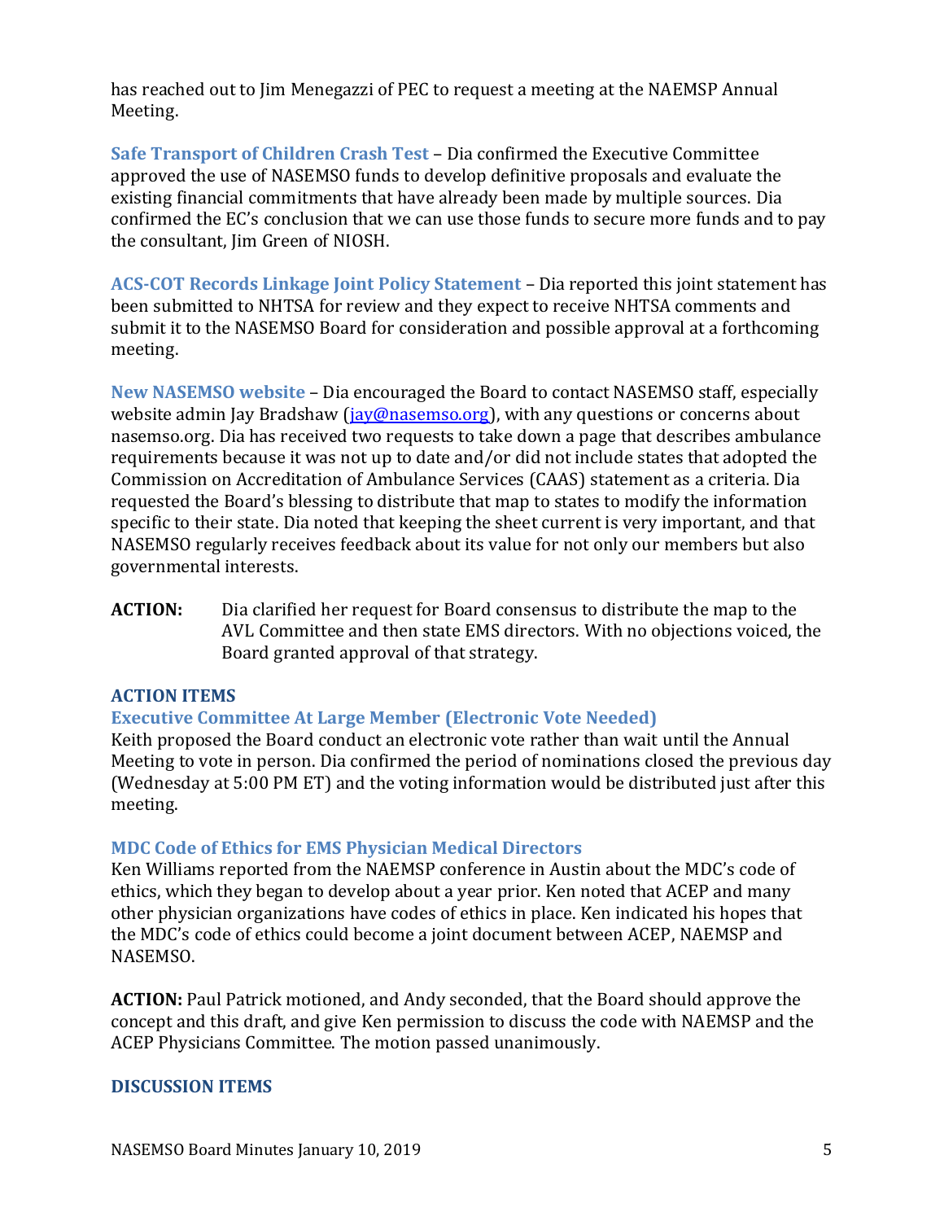has reached out to Jim Menegazzi of PEC to request a meeting at the NAEMSP Annual Meeting.

**Safe Transport of Children Crash Test** – Dia confirmed the Executive Committee approved the use of NASEMSO funds to develop definitive proposals and evaluate the existing financial commitments that have already been made by multiple sources. Dia confirmed the EC's conclusion that we can use those funds to secure more funds and to pay the consultant, Jim Green of NIOSH.

**ACS-COT Records Linkage Joint Policy Statement** – Dia reported this joint statement has been submitted to NHTSA for review and they expect to receive NHTSA comments and submit it to the NASEMSO Board for consideration and possible approval at a forthcoming meeting.

**New NASEMSO website** – Dia encouraged the Board to contact NASEMSO staff, especially website admin Jay Bradshaw (jay@nasemso.org), with any questions or concerns about nasemso.org. Dia has received two requests to take down a page that describes ambulance requirements because it was not up to date and/or did not include states that adopted the Commission on Accreditation of Ambulance Services (CAAS) statement as a criteria. Dia requested the Board's blessing to distribute that map to states to modify the information specific to their state. Dia noted that keeping the sheet current is very important, and that NASEMSO regularly receives feedback about its value for not only our members but also governmental interests.

**ACTION:** Dia clarified her request for Board consensus to distribute the map to the AVL Committee and then state EMS directors. With no objections voiced, the Board granted approval of that strategy.

## ACTION ITEMS

### Executive Committee At Large Member (Electronic Vote Needed)

Keith proposed the Board conduct an electronic vote rather than wait until the Annual Meeting to vote in person. Dia confirmed the period of nominations closed the previous day (Wednesday at 5:00 PM ET) and the voting information would be distributed just after this meeting.

### MDC Code of Ethics for EMS Physician Medical Directors

Ken Williams reported from the NAEMSP conference in Austin about the MDC's code of ethics, which they began to develop about a year prior. Ken noted that ACEP and many other physician organizations have codes of ethics in place. Ken indicated his hopes that the MDC's code of ethics could become a joint document between ACEP, NAEMSP and NASEMSO.

**ACTION:** Paul Patrick motioned, and Andy seconded, that the Board should approve the concept and this draft, and give Ken permission to discuss the code with NAEMSP and the ACEP Physicians Committee. The motion passed unanimously.

## DISCUSSION ITEMS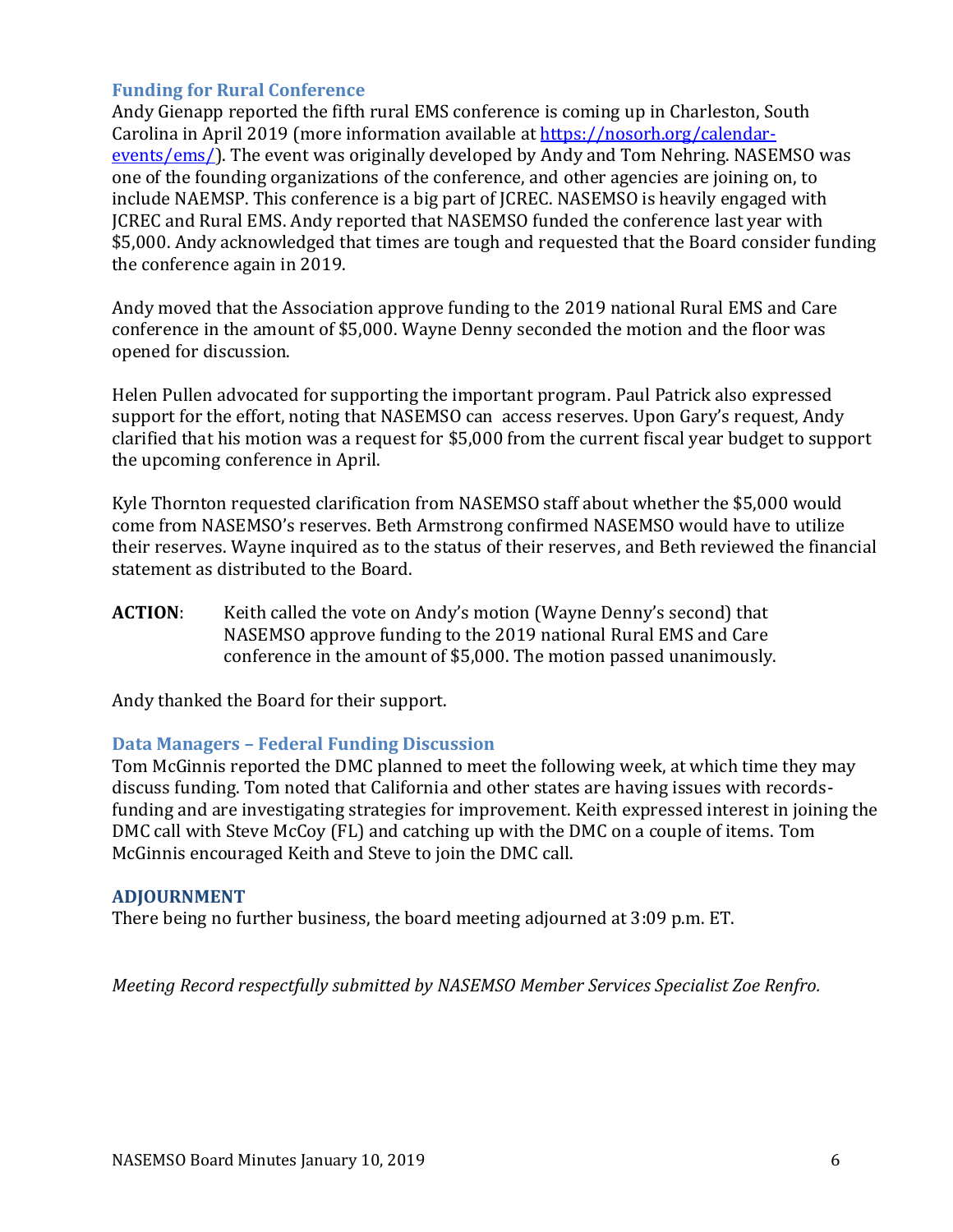### Funding for Rural Conference

Andy Gienapp reported the fifth rural EMS conference is coming up in Charleston, South Carolina in April 2019 (more information available at https://nosorh.org/calendar-events/ems/). The event was originally developed by Andy and Tom Nehring. NASEMSO was one of the founding organizations of the conference, and other agencies are joining on, to include NAEMSP. This conference is a big part of JCREC. NASEMSO is heavily engaged with JCREC and Rural EMS. Andy reported that NASEMSO funded the conference last year with $5,000. Andy acknowledged that times are tough and requested that the Board consider funding the conference again in 2019.

Andy moved that the Association approve funding to the 2019 national Rural EMS and Care conference in the amount of $5,000. Wayne Denny seconded the motion and the floor was opened for discussion.

Helen Pullen advocated for supporting the important program. Paul Patrick also expressed support for the effort, noting that NASEMSO can access reserves. Upon Gary's request, Andy clarified that his motion was a request for $5,000 from the current fiscal year budget to support the upcoming conference in April.

Kyle Thornton requested clarification from NASEMSO staff about whether the $5,000 would come from NASEMSO's reserves. Beth Armstrong confirmed NASEMSO would have to utilize their reserves. Wayne inquired as to the status of their reserves, and Beth reviewed the financial statement as distributed to the Board.

**ACTION**: Keith called the vote on Andy's motion (Wayne Denny's second) that NASEMSO approve funding to the 2019 national Rural EMS and Care conference in the amount of $5,000. The motion passed unanimously.

Andy thanked the Board for their support.

### Data Managers – Federal Funding Discussion

Tom McGinnis reported the DMC planned to meet the following week, at which time they may discuss funding. Tom noted that California and other states are having issues with records-funding and are investigating strategies for improvement. Keith expressed interest in joining the DMC call with Steve McCoy (FL) and catching up with the DMC on a couple of items. Tom McGinnis encouraged Keith and Steve to join the DMC call.

### ADJOURNMENT

There being no further business, the board meeting adjourned at 3:09 p.m. ET.

*Meeting Record respectfully submitted by NASEMSO Member Services Specialist Zoe Renfro.*